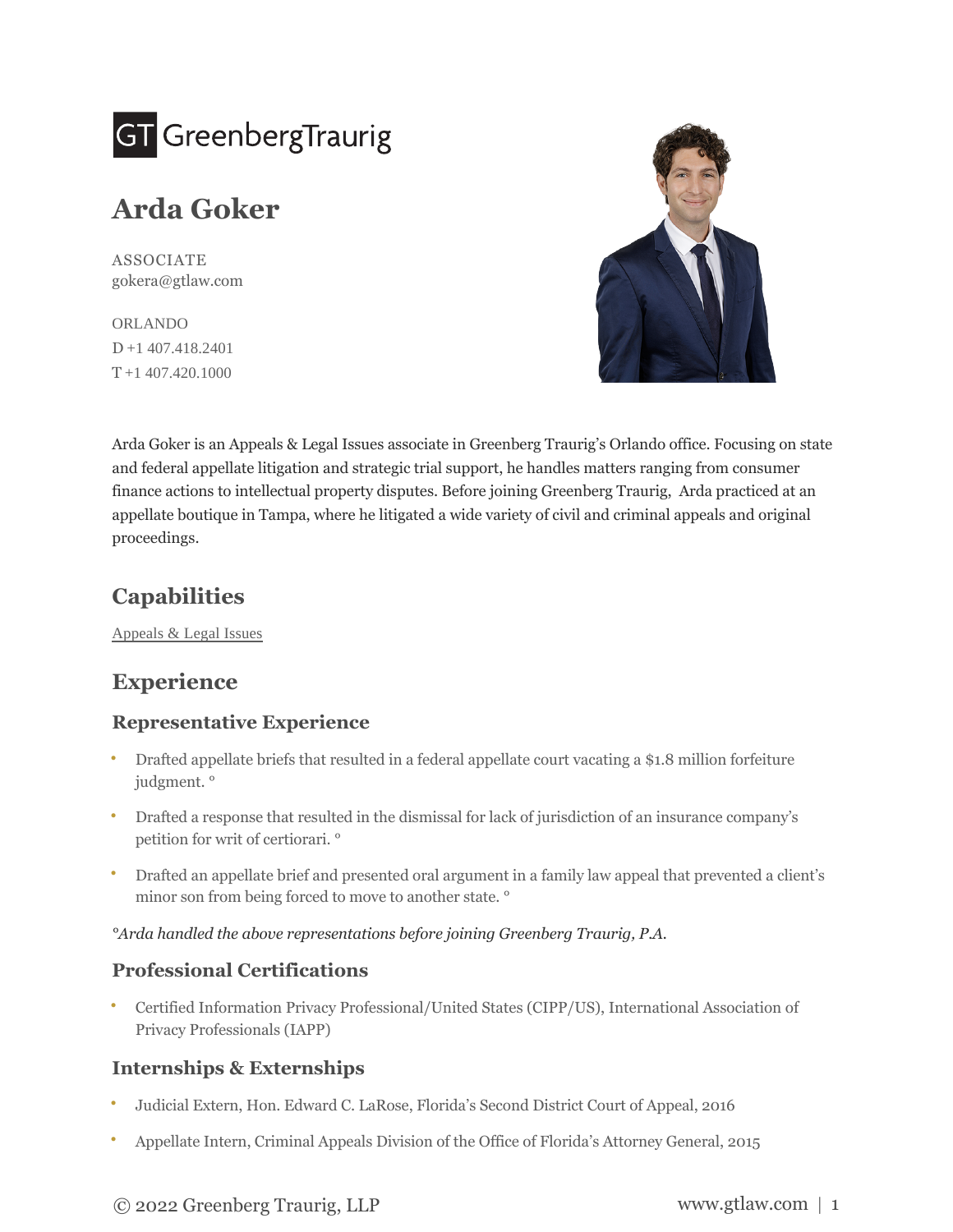# Arda Goker

ASSOCIATE
gokera@gtlaw.com

ORLANDO
D +1 407.418.2401
T +1 407.420.1000

Arda Goker is an Appeals & Legal Issues associate in Greenberg Traurig's Orlando office. Focusing on state and federal appellate litigation and strategic trial support, he handles matters ranging from consumer finance actions to intellectual property disputes. Before joining Greenberg Traurig, Arda practiced at an appellate boutique in Tampa, where he litigated a wide variety of civil and criminal appeals and original proceedings.

## Capabilities

Appeals & Legal Issues

## Experience

### Representative Experience

- Drafted appellate briefs that resulted in a federal appellate court vacating a $1.8 million forfeiture judgment. °
- Drafted a response that resulted in the dismissal for lack of jurisdiction of an insurance company's petition for writ of certiorari. °
- Drafted an appellate brief and presented oral argument in a family law appeal that prevented a client's minor son from being forced to move to another state. °

*°Arda handled the above representations before joining Greenberg Traurig, P.A.*

### Professional Certifications

- Certified Information Privacy Professional/United States (CIPP/US), International Association of Privacy Professionals (IAPP)

### Internships & Externships

- Judicial Extern, Hon. Edward C. LaRose, Florida's Second District Court of Appeal, 2016
- Appellate Intern, Criminal Appeals Division of the Office of Florida's Attorney General, 2015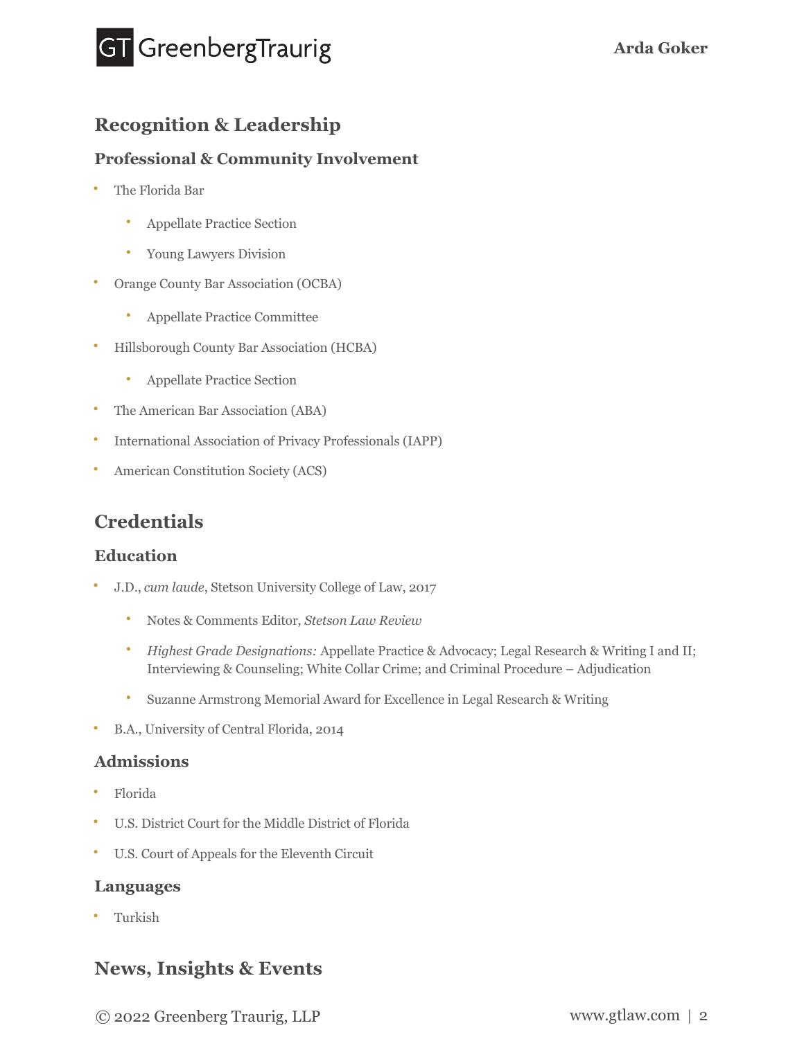## Recognition & Leadership

### Professional & Community Involvement

- The Florida Bar
  - Appellate Practice Section
  - Young Lawyers Division
- Orange County Bar Association (OCBA)
  - Appellate Practice Committee
- Hillsborough County Bar Association (HCBA)
  - Appellate Practice Section
- The American Bar Association (ABA)
- International Association of Privacy Professionals (IAPP)
- American Constitution Society (ACS)

## Credentials

### Education

- J.D., *cum laude*, Stetson University College of Law, 2017
  - Notes & Comments Editor, *Stetson Law Review*
  - *Highest Grade Designations:* Appellate Practice & Advocacy; Legal Research & Writing I and II; Interviewing & Counseling; White Collar Crime; and Criminal Procedure – Adjudication
  - Suzanne Armstrong Memorial Award for Excellence in Legal Research & Writing
- B.A., University of Central Florida, 2014

### Admissions

- Florida
- U.S. District Court for the Middle District of Florida
- U.S. Court of Appeals for the Eleventh Circuit

### Languages

- Turkish

## News, Insights & Events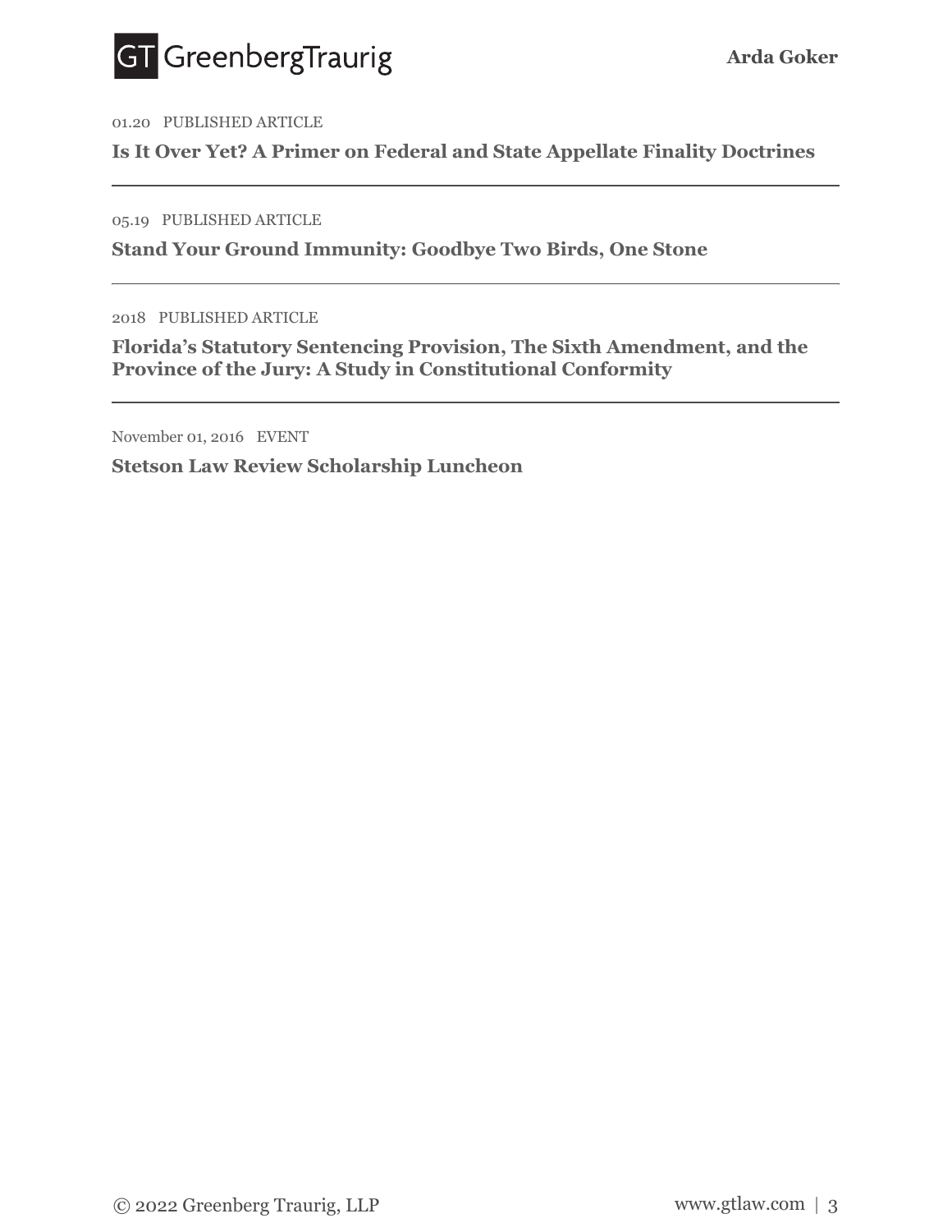01.20 PUBLISHED ARTICLE

**Is It Over Yet? A Primer on Federal and State Appellate Finality Doctrines**

---

05.19 PUBLISHED ARTICLE

**Stand Your Ground Immunity: Goodbye Two Birds, One Stone**

---

2018 PUBLISHED ARTICLE

**Florida's Statutory Sentencing Provision, The Sixth Amendment, and the Province of the Jury: A Study in Constitutional Conformity**

---

November 01, 2016 EVENT

**Stetson Law Review Scholarship Luncheon**